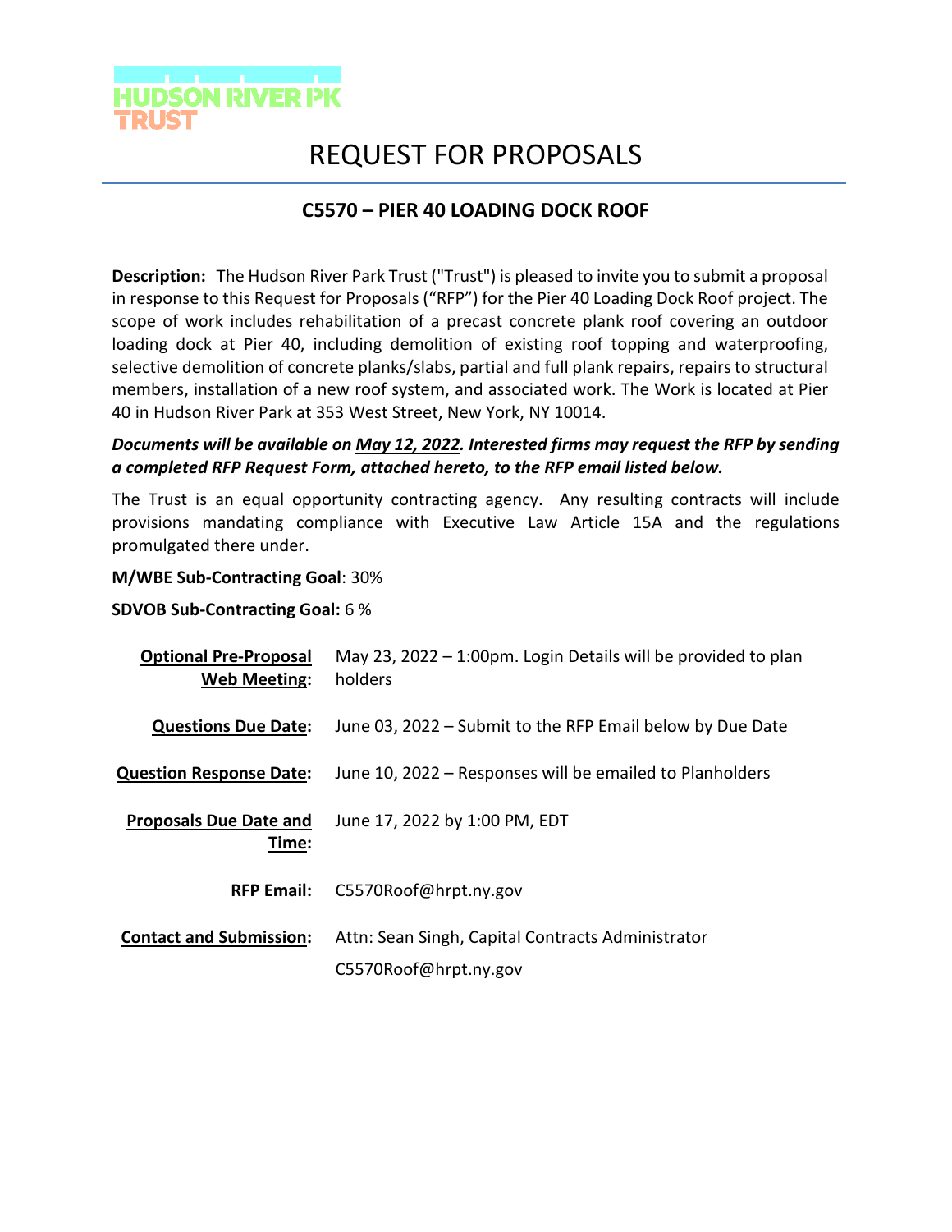HUDSON RIVER PK TRUST

# REQUEST FOR PROPOSALS

## C5570 – PIER 40 LOADING DOCK ROOF

**Description:** The Hudson River Park Trust ("Trust") is pleased to invite you to submit a proposal in response to this Request for Proposals ("RFP") for the Pier 40 Loading Dock Roof project. The scope of work includes rehabilitation of a precast concrete plank roof covering an outdoor loading dock at Pier 40, including demolition of existing roof topping and waterproofing, selective demolition of concrete planks/slabs, partial and full plank repairs, repairs to structural members, installation of a new roof system, and associated work. The Work is located at Pier 40 in Hudson River Park at 353 West Street, New York, NY 10014.

***Documents will be available on May 12, 2022. Interested firms may request the RFP by sending a completed RFP Request Form, attached hereto, to the RFP email listed below.***

The Trust is an equal opportunity contracting agency. Any resulting contracts will include provisions mandating compliance with Executive Law Article 15A and the regulations promulgated there under.

**M/WBE Sub-Contracting Goal**: 30%

**SDVOB Sub-Contracting Goal:** 6 %

| | |
|---|---|
| **Optional Pre-Proposal Web Meeting:** | May 23, 2022 – 1:00pm. Login Details will be provided to plan holders |
| **Questions Due Date:** | June 03, 2022 – Submit to the RFP Email below by Due Date |
| **Question Response Date:** | June 10, 2022 – Responses will be emailed to Planholders |
| **Proposals Due Date and Time:** | June 17, 2022 by 1:00 PM, EDT |
| **RFP Email:** | C5570Roof@hrpt.ny.gov |
| **Contact and Submission:** | Attn: Sean Singh, Capital Contracts Administrator<br>C5570Roof@hrpt.ny.gov |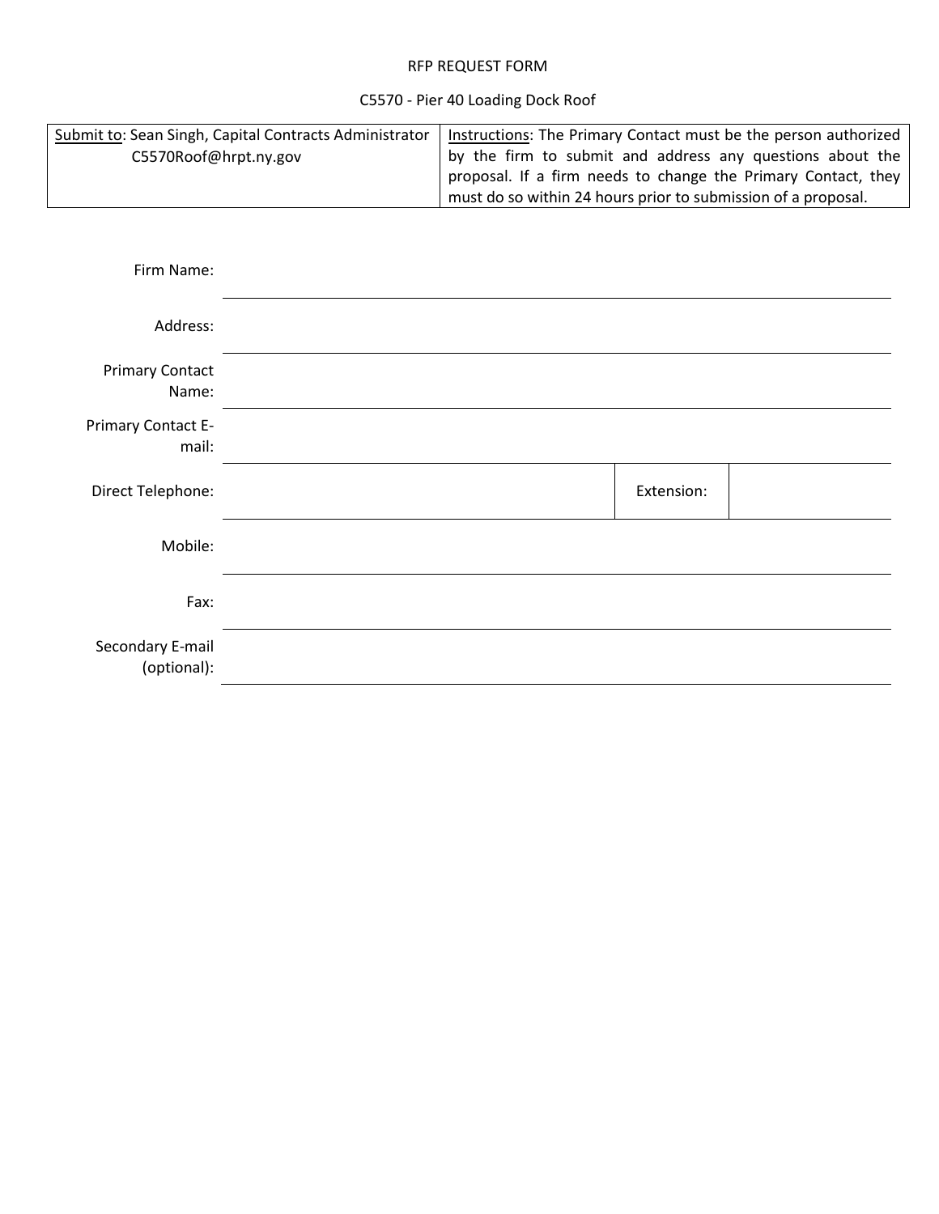RFP REQUEST FORM

C5570 - Pier 40 Loading Dock Roof

| | |
|---|---|
| Submit to: Sean Singh, Capital Contracts Administrator C5570Roof@hrpt.ny.gov | Instructions: The Primary Contact must be the person authorized by the firm to submit and address any questions about the proposal. If a firm needs to change the Primary Contact, they must do so within 24 hours prior to submission of a proposal. |

| | | | |
|---|---|---|---|
| Firm Name: | | | |
| Address: | | | |
| Primary Contact Name: | | | |
| Primary Contact E-mail: | | | |
| Direct Telephone: | | Extension: | |
| Mobile: | | | |
| Fax: | | | |
| Secondary E-mail (optional): | | | |